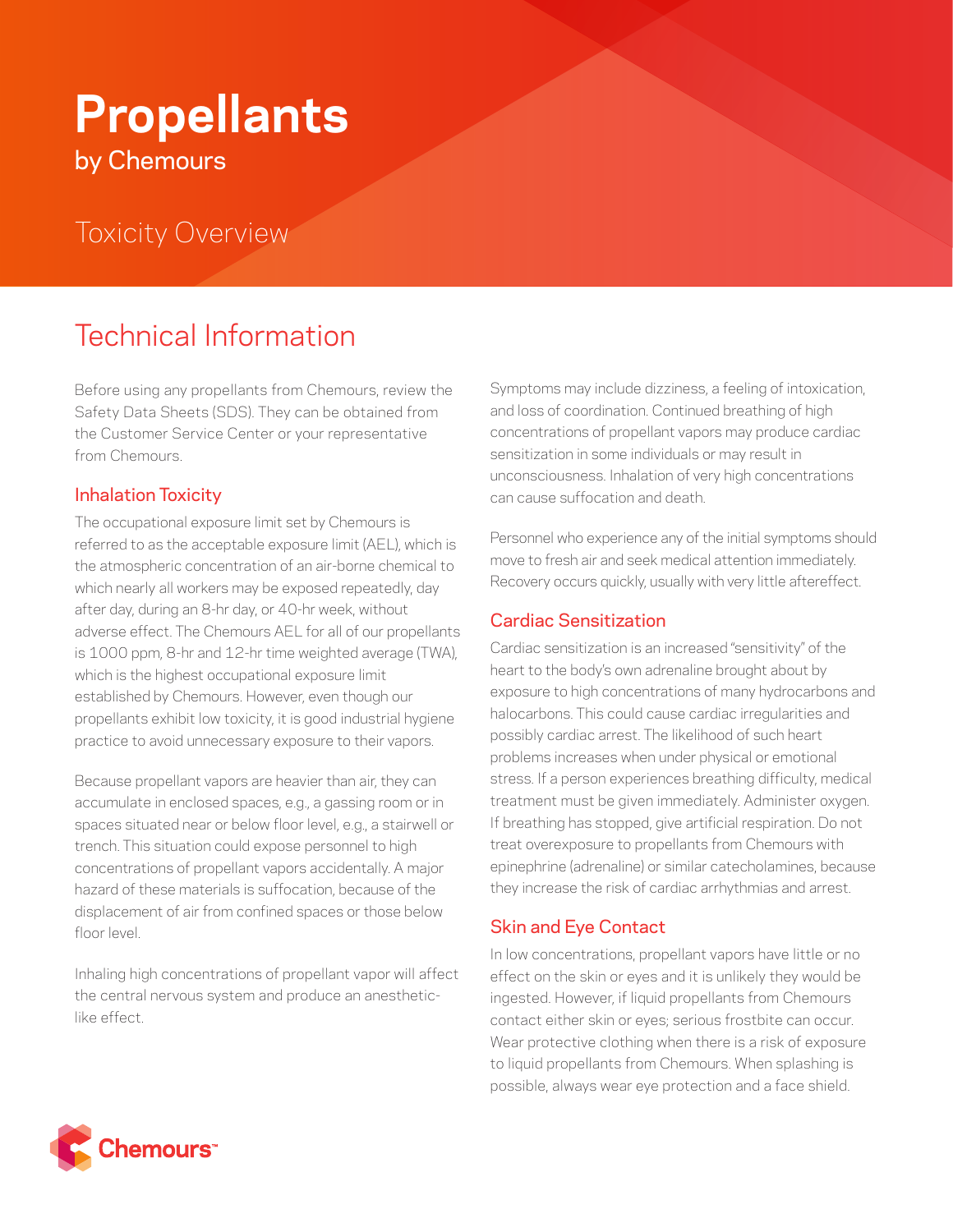# Propellants

by Chemours

Toxicity Overview

## Technical Information

Before using any propellants from Chemours, review the Safety Data Sheets (SDS). They can be obtained from the Customer Service Center or your representative from Chemours.

### Inhalation Toxicity

The occupational exposure limit set by Chemours is referred to as the acceptable exposure limit (AEL), which is the atmospheric concentration of an air-borne chemical to which nearly all workers may be exposed repeatedly, day after day, during an 8-hr day, or 40-hr week, without adverse effect. The Chemours AEL for all of our propellants is 1000 ppm, 8-hr and 12-hr time weighted average (TWA), which is the highest occupational exposure limit established by Chemours. However, even though our propellants exhibit low toxicity, it is good industrial hygiene practice to avoid unnecessary exposure to their vapors.

Because propellant vapors are heavier than air, they can accumulate in enclosed spaces, e.g., a gassing room or in spaces situated near or below floor level, e.g., a stairwell or trench. This situation could expose personnel to high concentrations of propellant vapors accidentally. A major hazard of these materials is suffocation, because of the displacement of air from confined spaces or those below floor level.

Inhaling high concentrations of propellant vapor will affect the central nervous system and produce an anesthetic-like effect.

Symptoms may include dizziness, a feeling of intoxication, and loss of coordination. Continued breathing of high concentrations of propellant vapors may produce cardiac sensitization in some individuals or may result in unconsciousness. Inhalation of very high concentrations can cause suffocation and death.

Personnel who experience any of the initial symptoms should move to fresh air and seek medical attention immediately. Recovery occurs quickly, usually with very little aftereffect.

### Cardiac Sensitization

Cardiac sensitization is an increased "sensitivity" of the heart to the body's own adrenaline brought about by exposure to high concentrations of many hydrocarbons and halocarbons. This could cause cardiac irregularities and possibly cardiac arrest. The likelihood of such heart problems increases when under physical or emotional stress. If a person experiences breathing difficulty, medical treatment must be given immediately. Administer oxygen. If breathing has stopped, give artificial respiration. Do not treat overexposure to propellants from Chemours with epinephrine (adrenaline) or similar catecholamines, because they increase the risk of cardiac arrhythmias and arrest.

### Skin and Eye Contact

In low concentrations, propellant vapors have little or no effect on the skin or eyes and it is unlikely they would be ingested. However, if liquid propellants from Chemours contact either skin or eyes; serious frostbite can occur. Wear protective clothing when there is a risk of exposure to liquid propellants from Chemours. When splashing is possible, always wear eye protection and a face shield.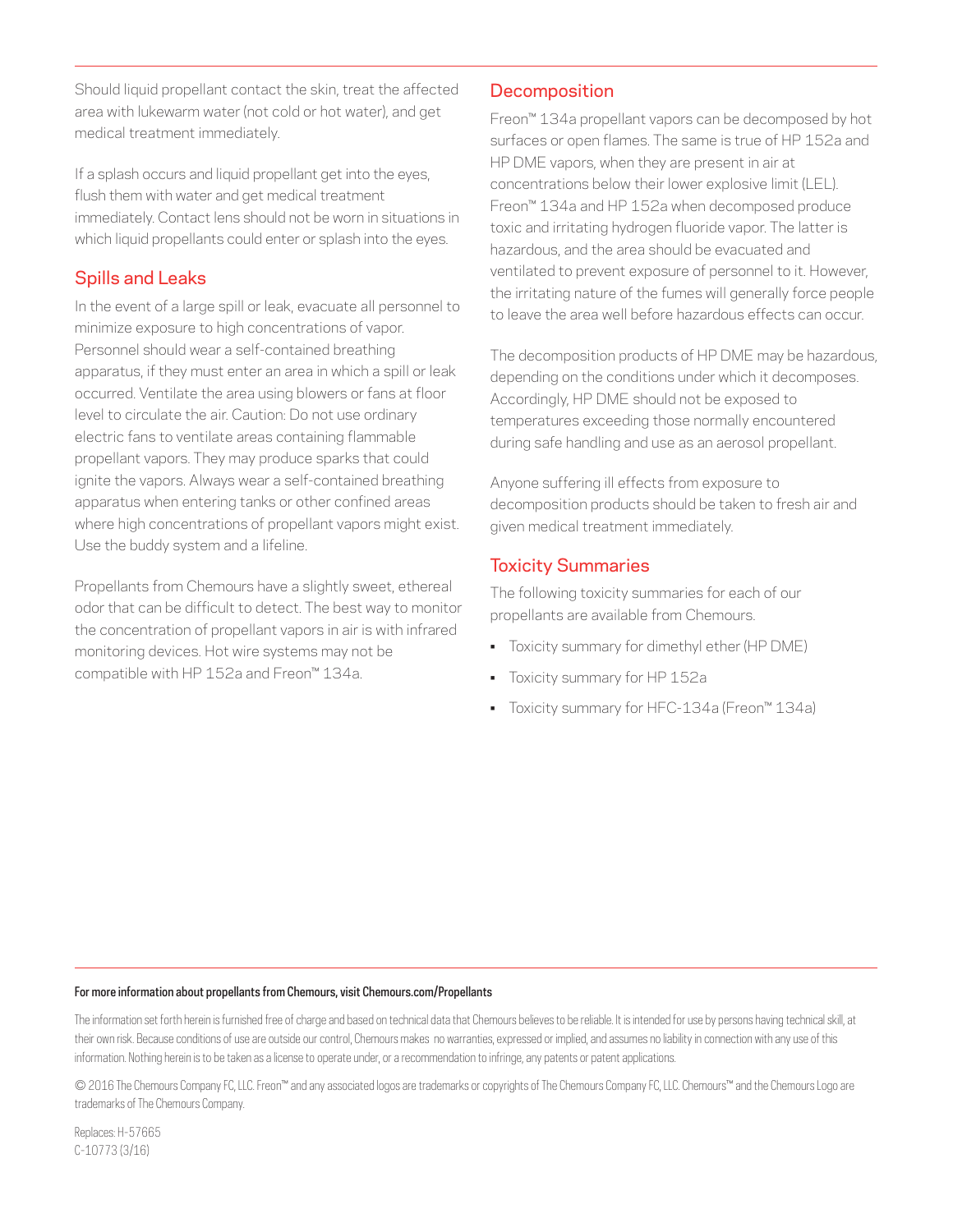Should liquid propellant contact the skin, treat the affected area with lukewarm water (not cold or hot water), and get medical treatment immediately.

If a splash occurs and liquid propellant get into the eyes, flush them with water and get medical treatment immediately. Contact lens should not be worn in situations in which liquid propellants could enter or splash into the eyes.

## Spills and Leaks

In the event of a large spill or leak, evacuate all personnel to minimize exposure to high concentrations of vapor. Personnel should wear a self-contained breathing apparatus, if they must enter an area in which a spill or leak occurred. Ventilate the area using blowers or fans at floor level to circulate the air. Caution: Do not use ordinary electric fans to ventilate areas containing flammable propellant vapors. They may produce sparks that could ignite the vapors. Always wear a self-contained breathing apparatus when entering tanks or other confined areas where high concentrations of propellant vapors might exist. Use the buddy system and a lifeline.

Propellants from Chemours have a slightly sweet, ethereal odor that can be difficult to detect. The best way to monitor the concentration of propellant vapors in air is with infrared monitoring devices. Hot wire systems may not be compatible with HP 152a and Freon™ 134a.

## Decomposition

Freon™ 134a propellant vapors can be decomposed by hot surfaces or open flames. The same is true of HP 152a and HP DME vapors, when they are present in air at concentrations below their lower explosive limit (LEL). Freon™ 134a and HP 152a when decomposed produce toxic and irritating hydrogen fluoride vapor. The latter is hazardous, and the area should be evacuated and ventilated to prevent exposure of personnel to it. However, the irritating nature of the fumes will generally force people to leave the area well before hazardous effects can occur.

The decomposition products of HP DME may be hazardous, depending on the conditions under which it decomposes. Accordingly, HP DME should not be exposed to temperatures exceeding those normally encountered during safe handling and use as an aerosol propellant.

Anyone suffering ill effects from exposure to decomposition products should be taken to fresh air and given medical treatment immediately.

## Toxicity Summaries

The following toxicity summaries for each of our propellants are available from Chemours.

- Toxicity summary for dimethyl ether (HP DME)
- Toxicity summary for HP 152a
- Toxicity summary for HFC-134a (Freon™ 134a)

**For more information about propellants from Chemours, visit Chemours.com/Propellants**

The information set forth herein is furnished free of charge and based on technical data that Chemours believes to be reliable. It is intended for use by persons having technical skill, at their own risk. Because conditions of use are outside our control, Chemours makes no warranties, expressed or implied, and assumes no liability in connection with any use of this information. Nothing herein is to be taken as a license to operate under, or a recommendation to infringe, any patents or patent applications.

© 2016 The Chemours Company FC, LLC. Freon™ and any associated logos are trademarks or copyrights of The Chemours Company FC, LLC. Chemours™ and the Chemours Logo are trademarks of The Chemours Company.

Replaces: H-57665
C-10773 (3/16)